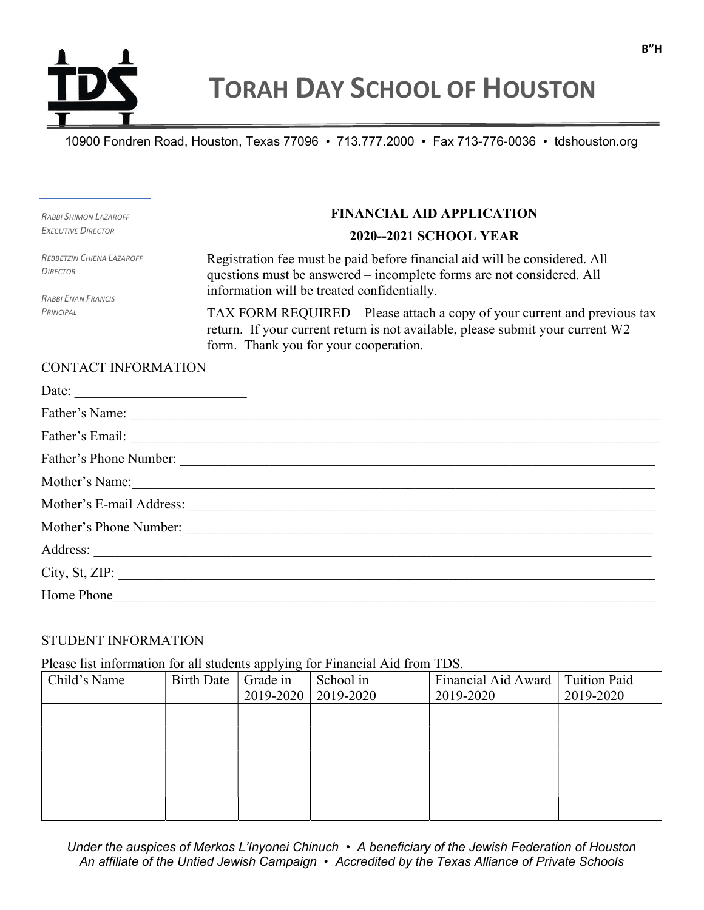B"H

# TORAH DAY SCHOOL OF HOUSTON

10900 Fondren Road, Houston, Texas 77096 • 713.777.2000 • Fax 713-776-0036 • tdshouston.org

*RABBI SHIMON LAZAROFF*
*EXECUTIVE DIRECTOR*

*REBBETZIN CHIENA LAZAROFF*
*DIRECTOR*

*RABBI ENAN FRANCIS*
*PRINCIPAL*

**FINANCIAL AID APPLICATION**

**2020--2021 SCHOOL YEAR**

Registration fee must be paid before financial aid will be considered. All questions must be answered – incomplete forms are not considered. All information will be treated confidentially.

TAX FORM REQUIRED – Please attach a copy of your current and previous tax return. If your current return is not available, please submit your current W2 form. Thank you for your cooperation.

CONTACT INFORMATION

Date: ___________________________

Father's Name: ___________________________

Father's Email: ___________________________

Father's Phone Number: ___________________________

Mother's Name: ___________________________

Mother's E-mail Address: ___________________________

Mother's Phone Number: ___________________________

Address: ___________________________

City, St, ZIP: ___________________________

Home Phone ___________________________

STUDENT INFORMATION

Please list information for all students applying for Financial Aid from TDS.

| Child's Name | Birth Date | Grade in 2019-2020 | School in 2019-2020 | Financial Aid Award 2019-2020 | Tuition Paid 2019-2020 |
|---|---|---|---|---|---|
| | | | | | |
| | | | | | |
| | | | | | |
| | | | | | |
| | | | | | |

*Under the auspices of Merkos L'Inyonei Chinuch • A beneficiary of the Jewish Federation of Houston*
*An affiliate of the Untied Jewish Campaign • Accredited by the Texas Alliance of Private Schools*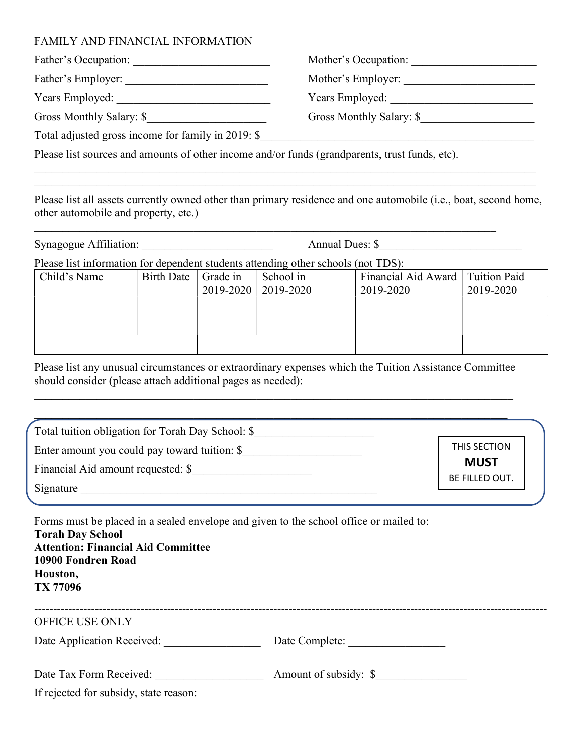## FAMILY AND FINANCIAL INFORMATION

Father's Occupation: ________________________ Mother's Occupation: ______________________

Father's Employer: _________________________ Mother's Employer: _______________________

Years Employed: ___________________________ Years Employed: _________________________

Gross Monthly Salary: $_____________________ Gross Monthly Salary: $____________________

Total adjusted gross income for family in 2019: $_________________________________________________

Please list sources and amounts of other income and/or funds (grandparents, trust funds, etc).

_____________________________________________________________________________________________

_____________________________________________________________________________________________

Please list all assets currently owned other than primary residence and one automobile (i.e., boat, second home, other automobile and property, etc.)

_____________________________________________________________________________________

Synagogue Affiliation: _______________________ Annual Dues: $_________________________

Please list information for dependent students attending other schools (not TDS):

| Child's Name | Birth Date | Grade in 2019-2020 | School in 2019-2020 | Financial Aid Award 2019-2020 | Tuition Paid 2019-2020 |
|---|---|---|---|---|---|
| | | | | | |
| | | | | | |
| | | | | | |

Please list any unusual circumstances or extraordinary expenses which the Tuition Assistance Committee should consider (please attach additional pages as needed):

_____________________________________________________________________________________

_____________________________________________________________________________________

Total tuition obligation for Torah Day School: $_____________________

Enter amount you could pay toward tuition: $_____________________

Financial Aid amount requested: $_____________________

Signature _____________________________________________________

THIS SECTION **MUST** BE FILLED OUT.

Forms must be placed in a sealed envelope and given to the school office or mailed to:
**Torah Day School**
**Attention: Financial Aid Committee**
**10900 Fondren Road**
**Houston,**
**TX 77096**

---

OFFICE USE ONLY

Date Application Received: _________________ Date Complete: _________________

Date Tax Form Received: ___________________ Amount of subsidy: $________________

If rejected for subsidy, state reason: